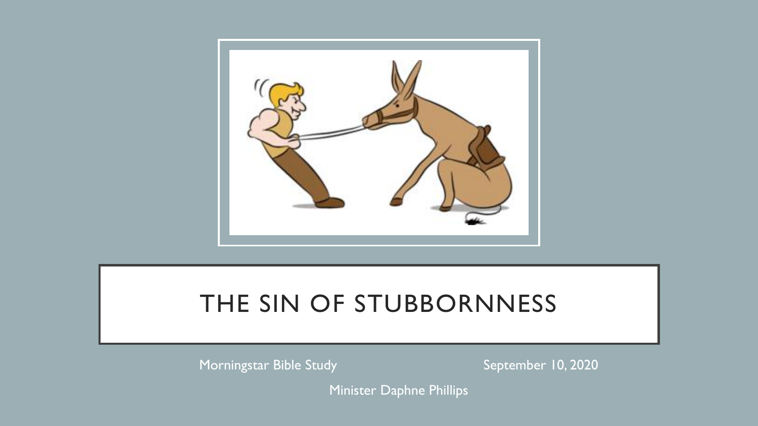# THE SIN OF STUBBORNNESS

Morningstar Bible Study

September 10, 2020

Minister Daphne Phillips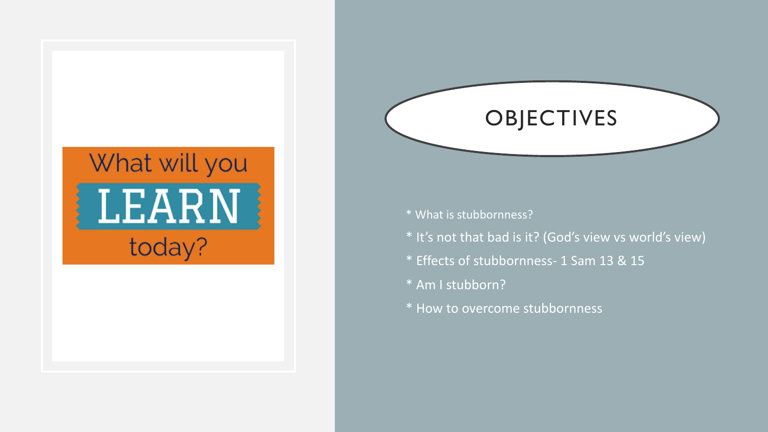What will you LEARN today?

# OBJECTIVES

* What is stubbornness?
* It's not that bad is it? (God's view vs world's view)
* Effects of stubbornness- 1 Sam 13 & 15
* Am I stubborn?
* How to overcome stubbornness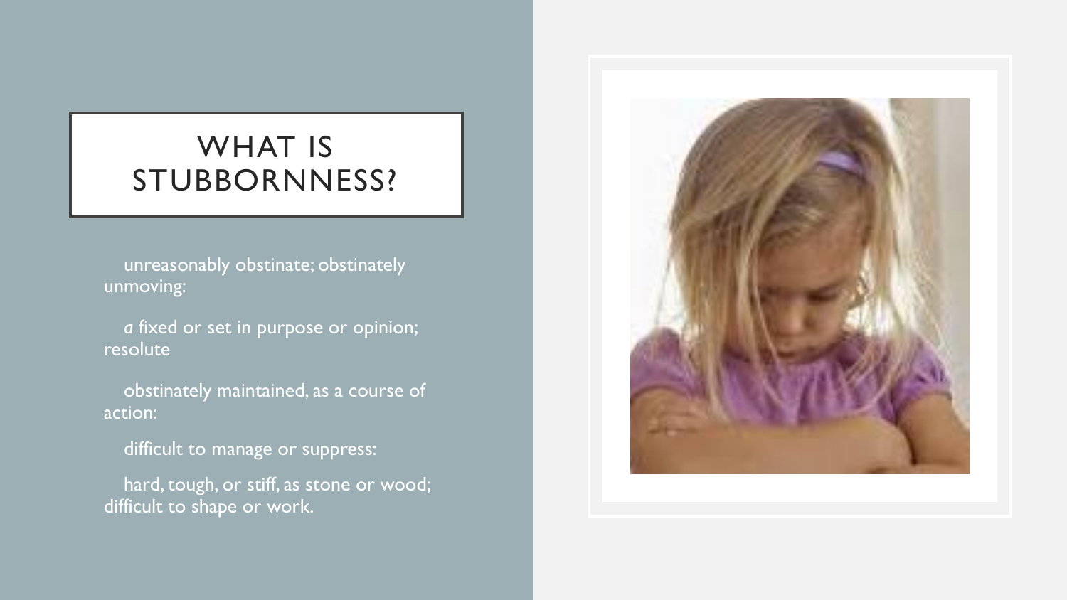# WHAT IS STUBBORNNESS?

unreasonably obstinate; obstinately unmoving:

*a* fixed or set in purpose or opinion; resolute

obstinately maintained, as a course of action:

difficult to manage or suppress:

hard, tough, or stiff, as stone or wood; difficult to shape or work.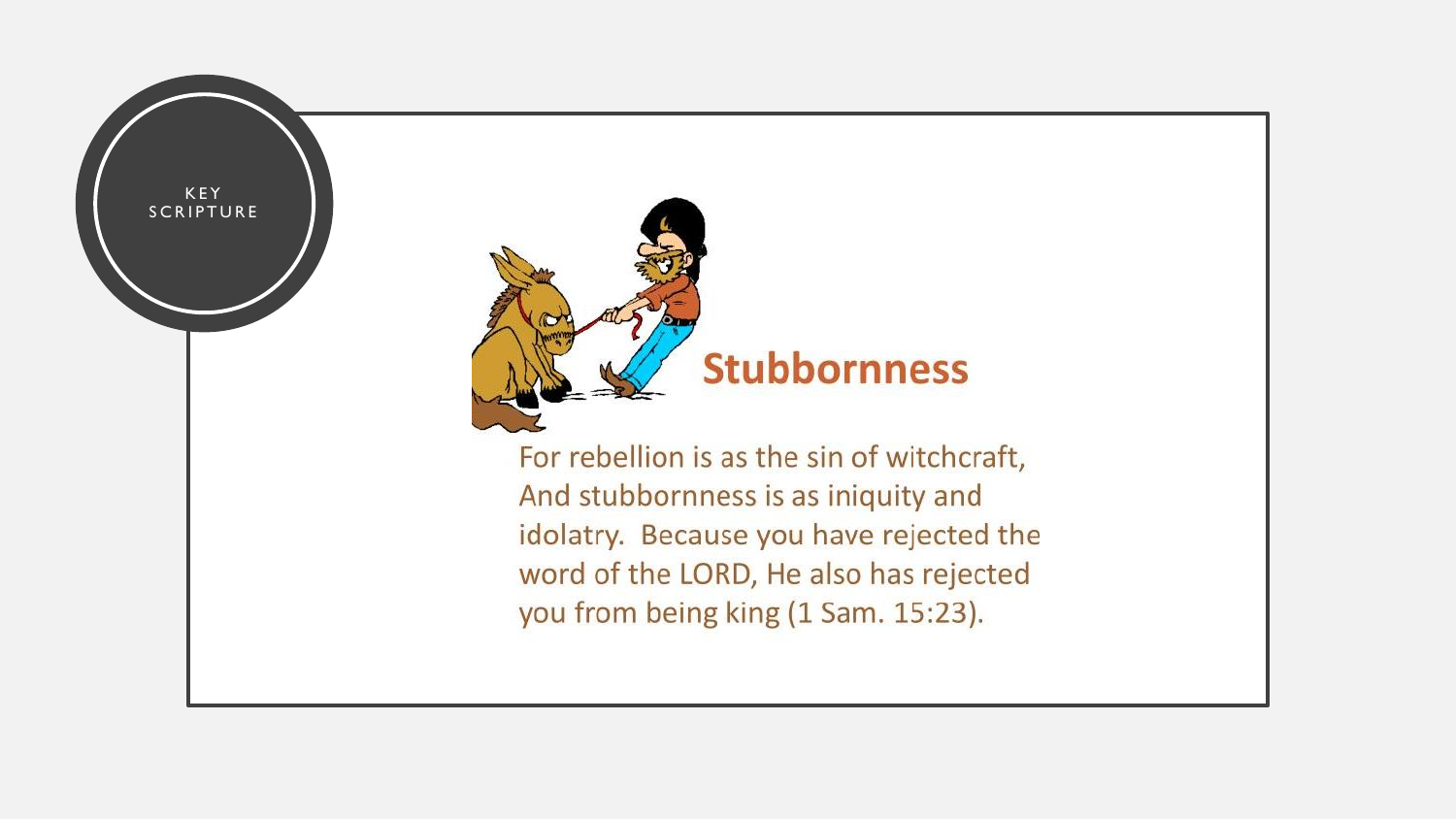KEY SCRIPTURE

## Stubbornness

For rebellion is as the sin of witchcraft, And stubbornness is as iniquity and idolatry. Because you have rejected the word of the LORD, He also has rejected you from being king (1 Sam. 15:23).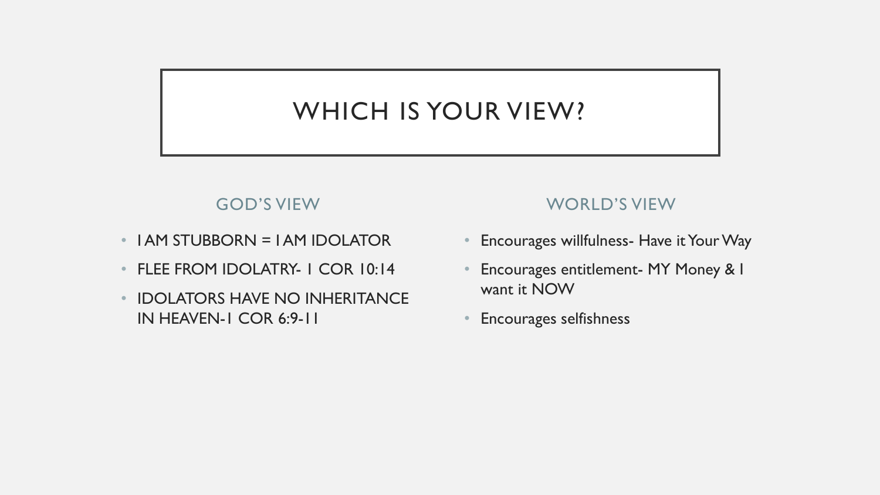# WHICH IS YOUR VIEW?

## GOD'S VIEW

- I AM STUBBORN = I AM IDOLATOR
- FLEE FROM IDOLATRY- 1 COR 10:14
- IDOLATORS HAVE NO INHERITANCE IN HEAVEN-1 COR 6:9-11

## WORLD'S VIEW

- Encourages willfulness- Have it Your Way
- Encourages entitlement- MY Money & I want it NOW
- Encourages selfishness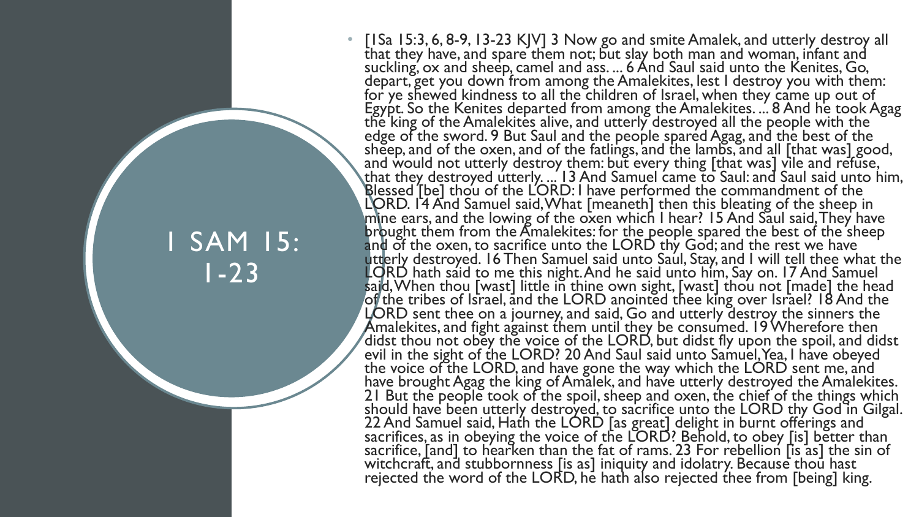# 1 SAM 15: 1-23

- [1Sa 15:3, 6, 8-9, 13-23 KJV] 3 Now go and smite Amalek, and utterly destroy all that they have, and spare them not; but slay both man and woman, infant and suckling, ox and sheep, camel and ass. ... 6 And Saul said unto the Kenites, Go, depart, get you down from among the Amalekites, lest I destroy you with them: for ye shewed kindness to all the children of Israel, when they came up out of Egypt. So the Kenites departed from among the Amalekites. ... 8 And he took Agag the king of the Amalekites alive, and utterly destroyed all the people with the edge of the sword. 9 But Saul and the people spared Agag, and the best of the sheep, and of the oxen, and of the fatlings, and the lambs, and all [that was] good, and would not utterly destroy them: but every thing [that was] vile and refuse, that they destroyed utterly. ... 13 And Samuel came to Saul: and Saul said unto him, Blessed [be] thou of the LORD: I have performed the commandment of the LORD. 14 And Samuel said, What [meaneth] then this bleating of the sheep in mine ears, and the lowing of the oxen which I hear? 15 And Saul said, They have brought them from the Amalekites: for the people spared the best of the sheep and of the oxen, to sacrifice unto the LORD thy God; and the rest we have utterly destroyed. 16 Then Samuel said unto Saul, Stay, and I will tell thee what the LORD hath said to me this night. And he said unto him, Say on. 17 And Samuel said, When thou [wast] little in thine own sight, [wast] thou not [made] the head of the tribes of Israel, and the LORD anointed thee king over Israel? 18 And the LORD sent thee on a journey, and said, Go and utterly destroy the sinners the Amalekites, and fight against them until they be consumed. 19 Wherefore then didst thou not obey the voice of the LORD, but didst fly upon the spoil, and didst evil in the sight of the LORD? 20 And Saul said unto Samuel, Yea, I have obeyed the voice of the LORD, and have gone the way which the LORD sent me, and have brought Agag the king of Amalek, and have utterly destroyed the Amalekites. 21 But the people took of the spoil, sheep and oxen, the chief of the things which should have been utterly destroyed, to sacrifice unto the LORD thy God in Gilgal. 22 And Samuel said, Hath the LORD [as great] delight in burnt offerings and sacrifices, as in obeying the voice of the LORD? Behold, to obey [is] better than sacrifice, [and] to hearken than the fat of rams. 23 For rebellion [is as] the sin of witchcraft, and stubbornness [is as] iniquity and idolatry. Because thou hast rejected the word of the LORD, he hath also rejected thee from [being] king.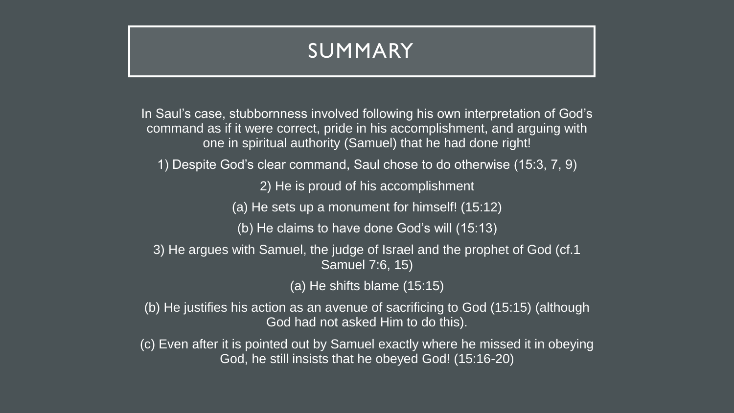# SUMMARY

In Saul's case, stubbornness involved following his own interpretation of God's command as if it were correct, pride in his accomplishment, and arguing with one in spiritual authority (Samuel) that he had done right!

1) Despite God's clear command, Saul chose to do otherwise (15:3, 7, 9)

2) He is proud of his accomplishment

(a) He sets up a monument for himself! (15:12)

(b) He claims to have done God's will (15:13)

3) He argues with Samuel, the judge of Israel and the prophet of God (cf.1 Samuel 7:6, 15)

(a) He shifts blame (15:15)

(b) He justifies his action as an avenue of sacrificing to God (15:15) (although God had not asked Him to do this).

(c) Even after it is pointed out by Samuel exactly where he missed it in obeying God, he still insists that he obeyed God! (15:16-20)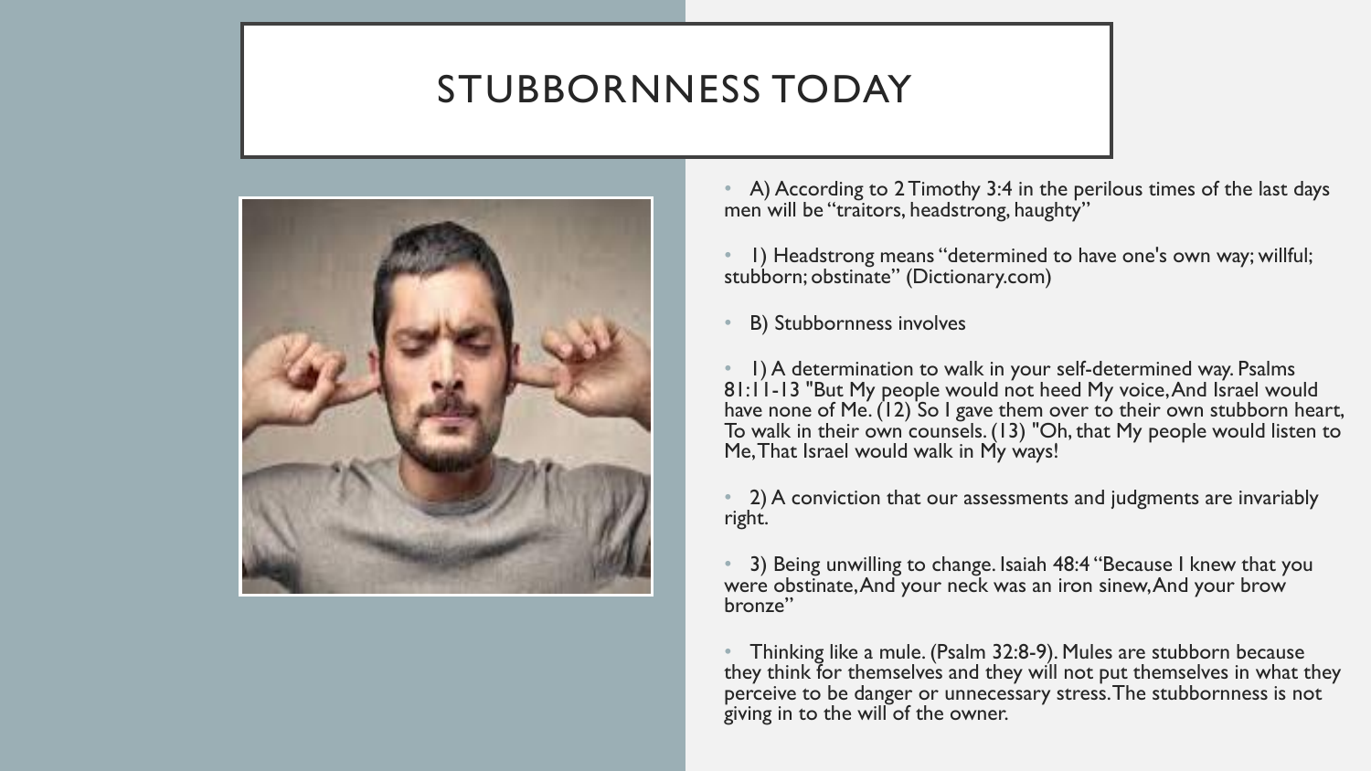# STUBBORNNESS TODAY

- A) According to 2 Timothy 3:4 in the perilous times of the last days men will be "traitors, headstrong, haughty"
- 1) Headstrong means "determined to have one's own way; willful; stubborn; obstinate" (Dictionary.com)
- B) Stubbornness involves
- 1) A determination to walk in your self-determined way. Psalms 81:11-13 "But My people would not heed My voice, And Israel would have none of Me. (12) So I gave them over to their own stubborn heart, To walk in their own counsels. (13) "Oh, that My people would listen to Me, That Israel would walk in My ways!
- 2) A conviction that our assessments and judgments are invariably right.
- 3) Being unwilling to change. Isaiah 48:4 "Because I knew that you were obstinate, And your neck was an iron sinew, And your brow bronze"
- Thinking like a mule. (Psalm 32:8-9). Mules are stubborn because they think for themselves and they will not put themselves in what they perceive to be danger or unnecessary stress. The stubbornness is not giving in to the will of the owner.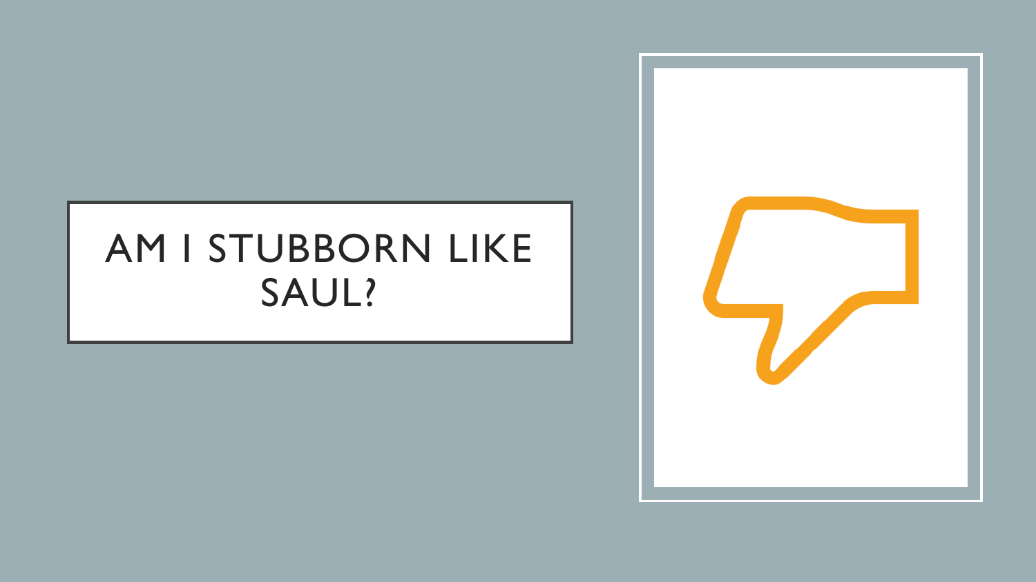# AM I STUBBORN LIKE SAUL?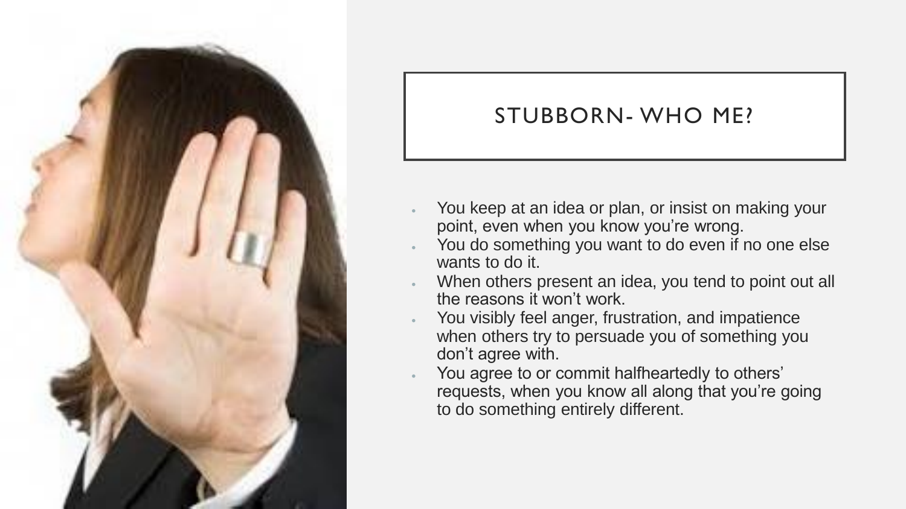# STUBBORN- WHO ME?

- You keep at an idea or plan, or insist on making your point, even when you know you're wrong.
- You do something you want to do even if no one else wants to do it.
- When others present an idea, you tend to point out all the reasons it won't work.
- You visibly feel anger, frustration, and impatience when others try to persuade you of something you don't agree with.
- You agree to or commit halfheartedly to others' requests, when you know all along that you're going to do something entirely different.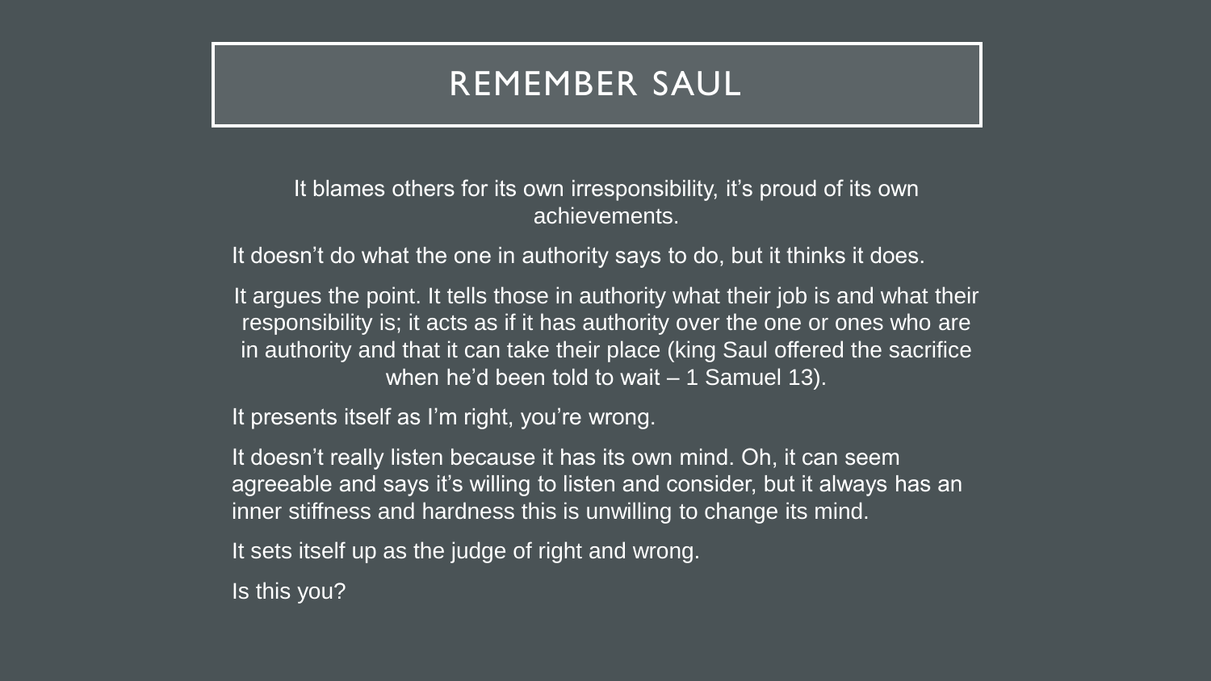# REMEMBER SAUL

It blames others for its own irresponsibility, it's proud of its own achievements.

It doesn't do what the one in authority says to do, but it thinks it does.

It argues the point. It tells those in authority what their job is and what their responsibility is; it acts as if it has authority over the one or ones who are in authority and that it can take their place (king Saul offered the sacrifice when he'd been told to wait – 1 Samuel 13).

It presents itself as I'm right, you're wrong.

It doesn't really listen because it has its own mind. Oh, it can seem agreeable and says it's willing to listen and consider, but it always has an inner stiffness and hardness this is unwilling to change its mind.

It sets itself up as the judge of right and wrong.

Is this you?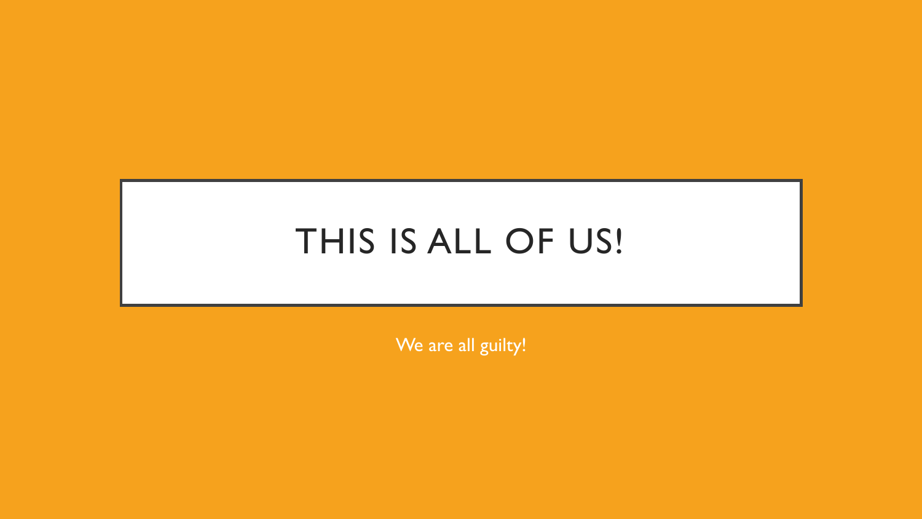# THIS IS ALL OF US!

We are all guilty!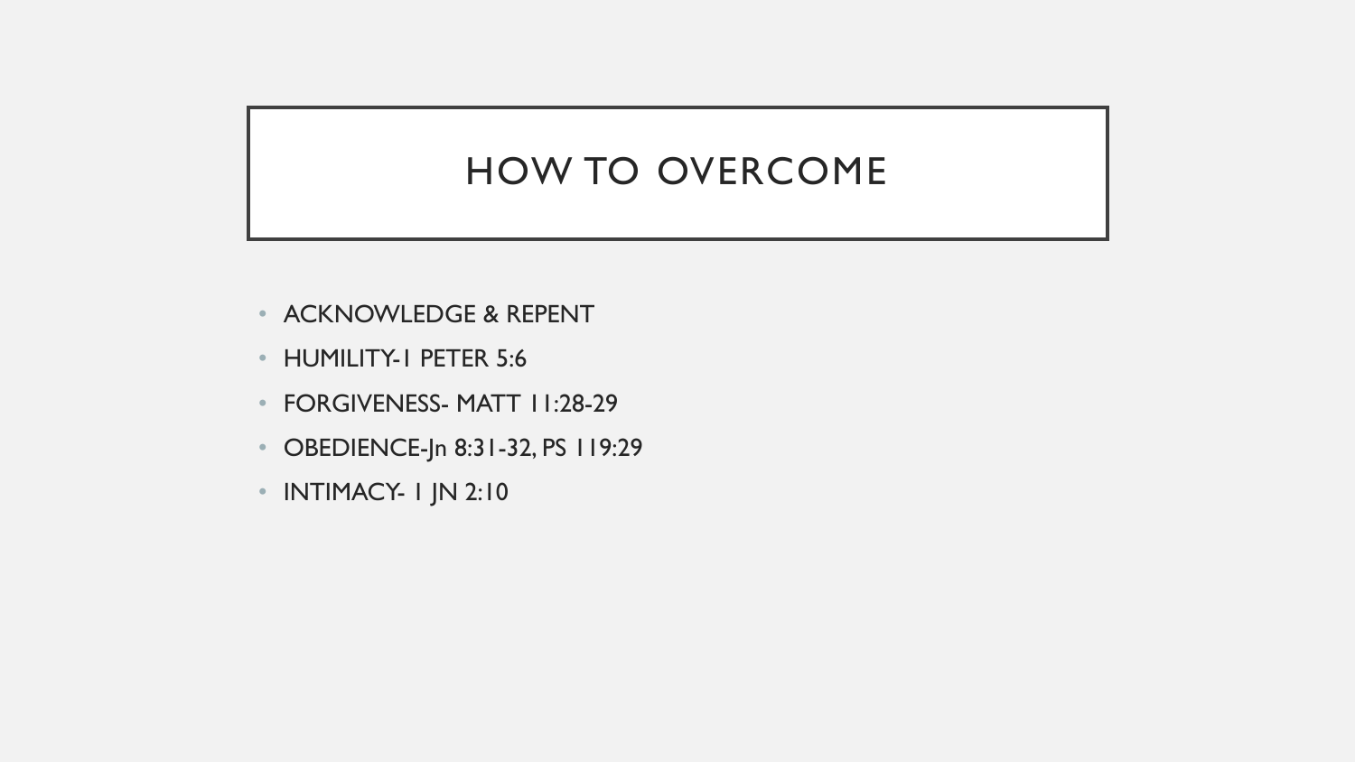# HOW TO OVERCOME

- ACKNOWLEDGE & REPENT
- HUMILITY-1 PETER 5:6
- FORGIVENESS- MATT 11:28-29
- OBEDIENCE-Jn 8:31-32, PS 119:29
- INTIMACY- 1 JN 2:10